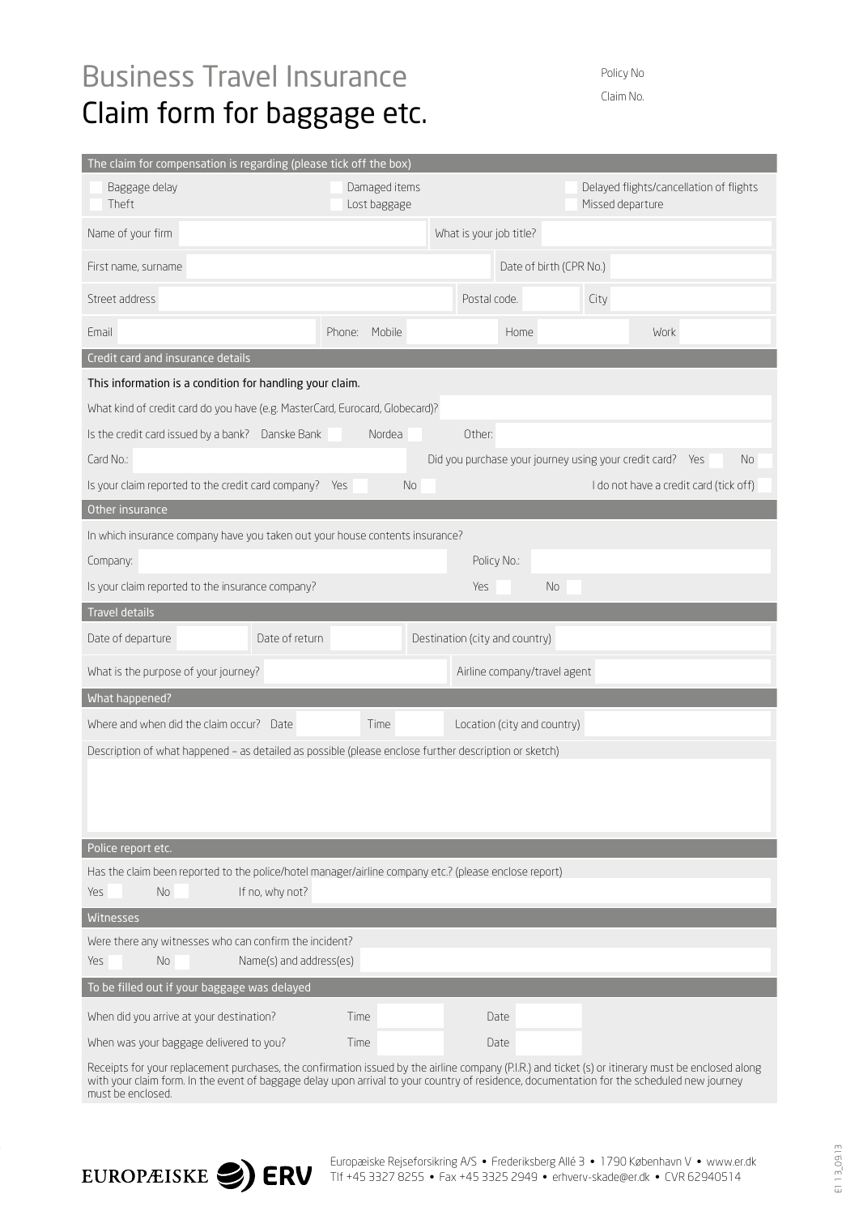# Business Travel Insurance
# Claim form for baggage etc.

Policy No

Claim No.

## The claim for compensation is regarding (please tick off the box)

| | | |
|---|---|---|
| ☐ Baggage delay | ☐ Damaged items | ☐ Delayed flights/cancellation of flights |
| ☐ Theft | ☐ Lost baggage | ☐ Missed departure |

Name of your firm | What is your job title?

First name, surname | Date of birth (CPR No.)

Street address | Postal code. | City

Email | Phone: Mobile | Home | Work

## Credit card and insurance details

This information is a condition for handling your claim.

What kind of credit card do you have (e.g. MasterCard, Eurocard, Globecard)?

Is the credit card issued by a bank? Danske Bank ☐ Nordea ☐ Other:

Card No.: | Did you purchase your journey using your credit card? Yes ☐ No ☐

Is your claim reported to the credit card company? Yes ☐ No ☐ | I do not have a credit card (tick off) ☐

## Other insurance

In which insurance company have you taken out your house contents insurance?

Company: | Policy No.:

Is your claim reported to the insurance company? Yes ☐ No ☐

## Travel details

Date of departure | Date of return | Destination (city and country)

What is the purpose of your journey? | Airline company/travel agent

## What happened?

Where and when did the claim occur? Date | Time | Location (city and country)

Description of what happened – as detailed as possible (please enclose further description or sketch)

## Police report etc.

Has the claim been reported to the police/hotel manager/airline company etc.? (please enclose report)

Yes ☐ No ☐ If no, why not?

## Witnesses

Were there any witnesses who can confirm the incident?

Yes ☐ No ☐ Name(s) and address(es)

## To be filled out if your baggage was delayed

When did you arrive at your destination? Time | Date

When was your baggage delivered to you? Time | Date

Receipts for your replacement purchases, the confirmation issued by the airline company (P.I.R.) and ticket (s) or itinerary must be enclosed along with your claim form. In the event of baggage delay upon arrival to your country of residence, documentation for the scheduled new journey must be enclosed.

EUROPÆISKE ERV

Europæiske Rejseforsikring A/S • Frederiksberg Allé 3 • 1790 København V • www.er.dk
Tlf +45 3327 8255 • Fax +45 3325 2949 • erhverv-skade@er.dk • CVR 62940514

EI 13_0913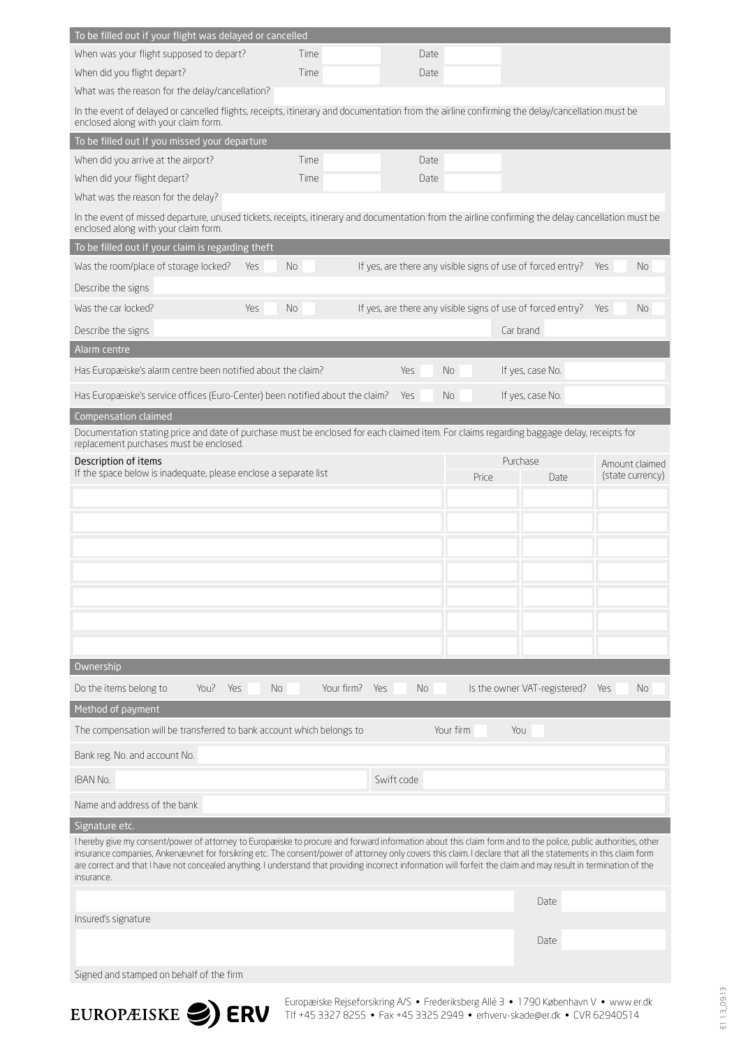## To be filled out if your flight was delayed or cancelled

| | | | | |
|---|---|---|---|---|
| When was your flight supposed to depart? | Time | | Date | |
| When did you flight depart? | Time | | Date | |

What was the reason for the delay/cancellation?

In the event of delayed or cancelled flights, receipts, itinerary and documentation from the airline confirming the delay/cancellation must be enclosed along with your claim form.

## To be filled out if you missed your departure

| | | | | |
|---|---|---|---|---|
| When did you arrive at the airport? | Time | | Date | |
| When did your flight depart? | Time | | Date | |

What was the reason for the delay?

In the event of missed departure, unused tickets, receipts, itinerary and documentation from the airline confirming the delay cancellation must be enclosed along with your claim form.

## To be filled out if your claim is regarding theft

Was the room/place of storage locked? Yes No — If yes, are there any visible signs of use of forced entry? Yes No

Describe the signs

Was the car locked? Yes No — If yes, are there any visible signs of use of forced entry? Yes No

Describe the signs — Car brand

## Alarm centre

Has Europæiske's alarm centre been notified about the claim? Yes No — If yes, case No.

Has Europæiske's service offices (Euro-Center) been notified about the claim? Yes No — If yes, case No.

## Compensation claimed

Documentation stating price and date of purchase must be enclosed for each claimed item. For claims regarding baggage delay, receipts for replacement purchases must be enclosed.

| Description of items<br>If the space below is inadequate, please enclose a separate list | Purchase | | Amount claimed (state currency) |
|---|---|---|---|
| | Price | Date | |
| | | | |
| | | | |
| | | | |
| | | | |
| | | | |
| | | | |
| | | | |

## Ownership

Do the items belong to You? Yes No — Your firm? Yes No — Is the owner VAT-registered? Yes No

## Method of payment

The compensation will be transferred to bank account which belongs to — Your firm — You

Bank reg. No. and account No.

IBAN No. — Swift code

Name and address of the bank

## Signature etc.

I hereby give my consent/power of attorney to Europæiske to procure and forward information about this claim form and to the police, public authorities, other insurance companies, Ankenævnet for forsikring etc. The consent/power of attorney only covers this claim. I declare that all the statements in this claim form are correct and that I have not concealed anything. I understand that providing incorrect information will forfeit the claim and may result in termination of the insurance.

Date

Insured's signature

Date

Signed and stamped on behalf of the firm

EUROPÆISKE ERV

Europæiske Rejseforsikring A/S • Frederiksberg Allé 3 • 1790 København V • www.er.dk
Tlf +45 3327 8255 • Fax +45 3325 2949 • erhverv-skade@er.dk • CVR 62940514

EI 13_0913